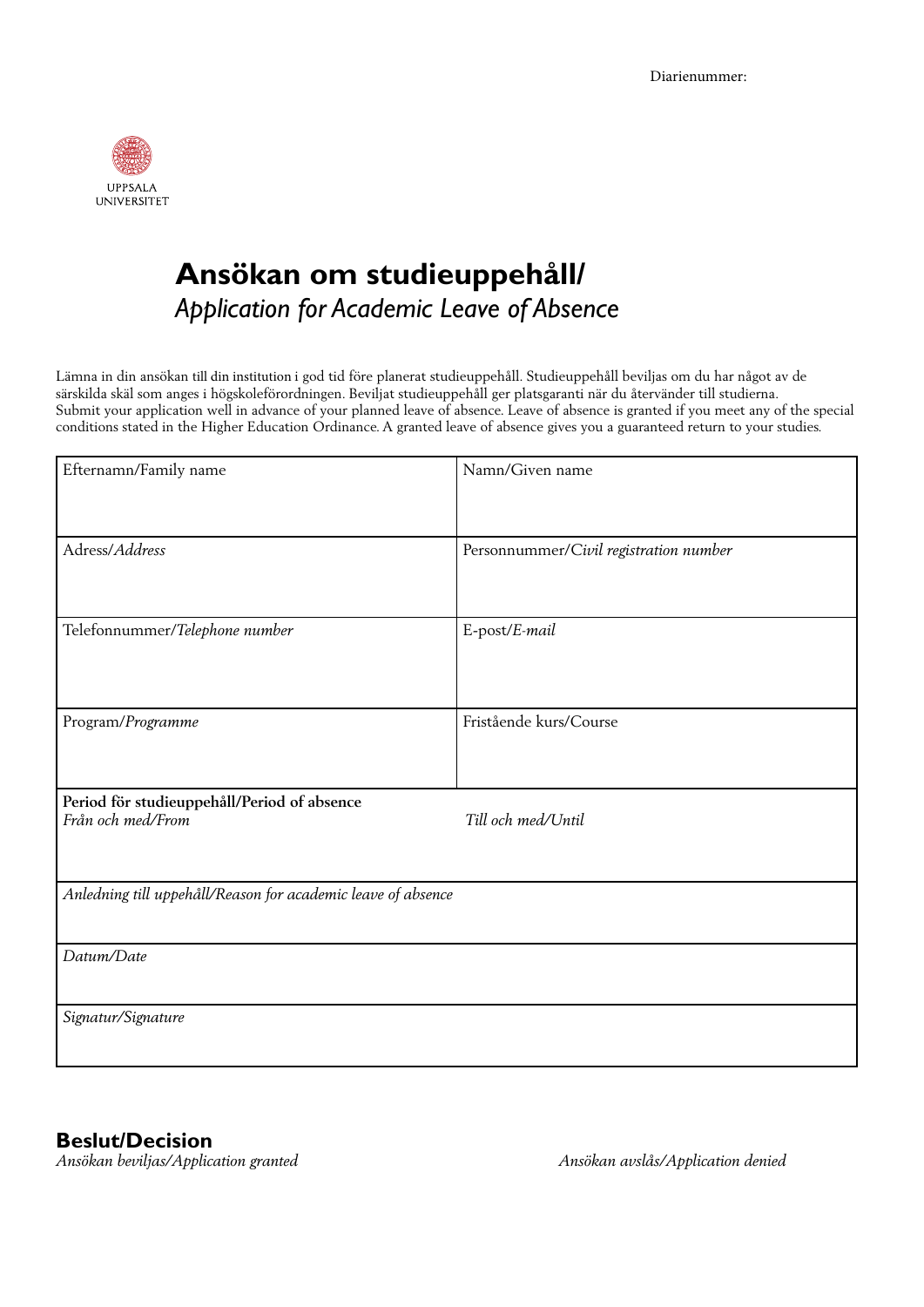Diarienummer:

UPPSALA UNIVERSITET

# Ansökan om studieuppehåll/ *Application for Academic Leave of Absence*

Lämna in din ansökan till din institution i god tid före planerat studieuppehåll. Studieuppehåll beviljas om du har något av de särskilda skäl som anges i högskoleförordningen. Beviljat studieuppehåll ger platsgaranti när du återvänder till studierna.
Submit your application well in advance of your planned leave of absence. Leave of absence is granted if you meet any of the special conditions stated in the Higher Education Ordinance. A granted leave of absence gives you a guaranteed return to your studies.

| Efternamn/Family name | Namn/Given name |
|---|---|
| Adress/*Address* | Personnummer/*Civil registration number* |
| Telefonnummer/*Telephone number* | E-post/*E-mail* |
| Program/*Programme* | Fristående kurs/Course |
| **Period för studieuppehåll/Period of absence**<br>*Från och med/From* | *Till och med/Until* |
| *Anledning till uppehåll/Reason for academic leave of absence* | |
| *Datum/Date* | |
| *Signatur/Signature* | |

## Beslut/Decision

*Ansökan beviljas/Application granted*

*Ansökan avslås/Application denied*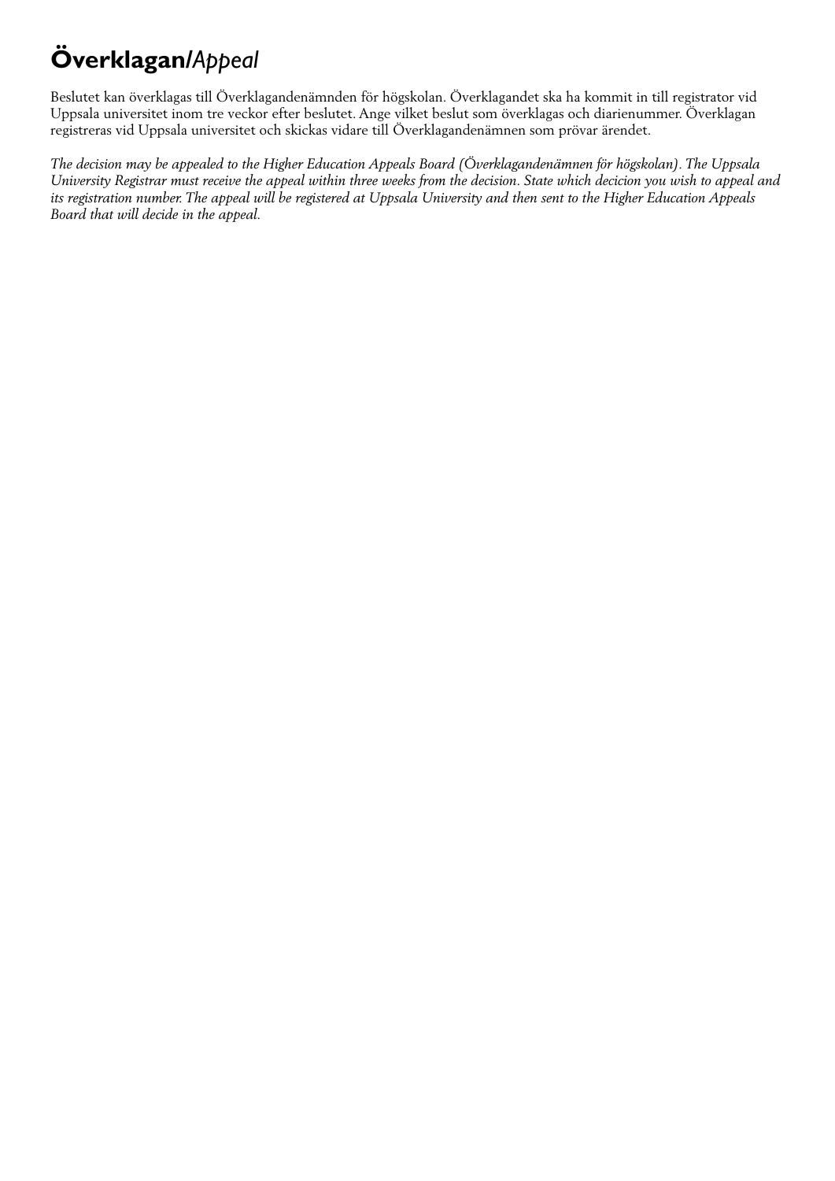# **Överklagan/***Appeal*

Beslutet kan överklagas till Överklagandenämnden för högskolan. Överklagandet ska ha kommit in till registrator vid Uppsala universitet inom tre veckor efter beslutet. Ange vilket beslut som överklagas och diarienummer. Överklagan registreras vid Uppsala universitet och skickas vidare till Överklagandenämnen som prövar ärendet.

*The decision may be appealed to the Higher Education Appeals Board (Överklagandenämnen för högskolan). The Uppsala University Registrar must receive the appeal within three weeks from the decision. State which decicion you wish to appeal and its registration number. The appeal will be registered at Uppsala University and then sent to the Higher Education Appeals Board that will decide in the appeal.*